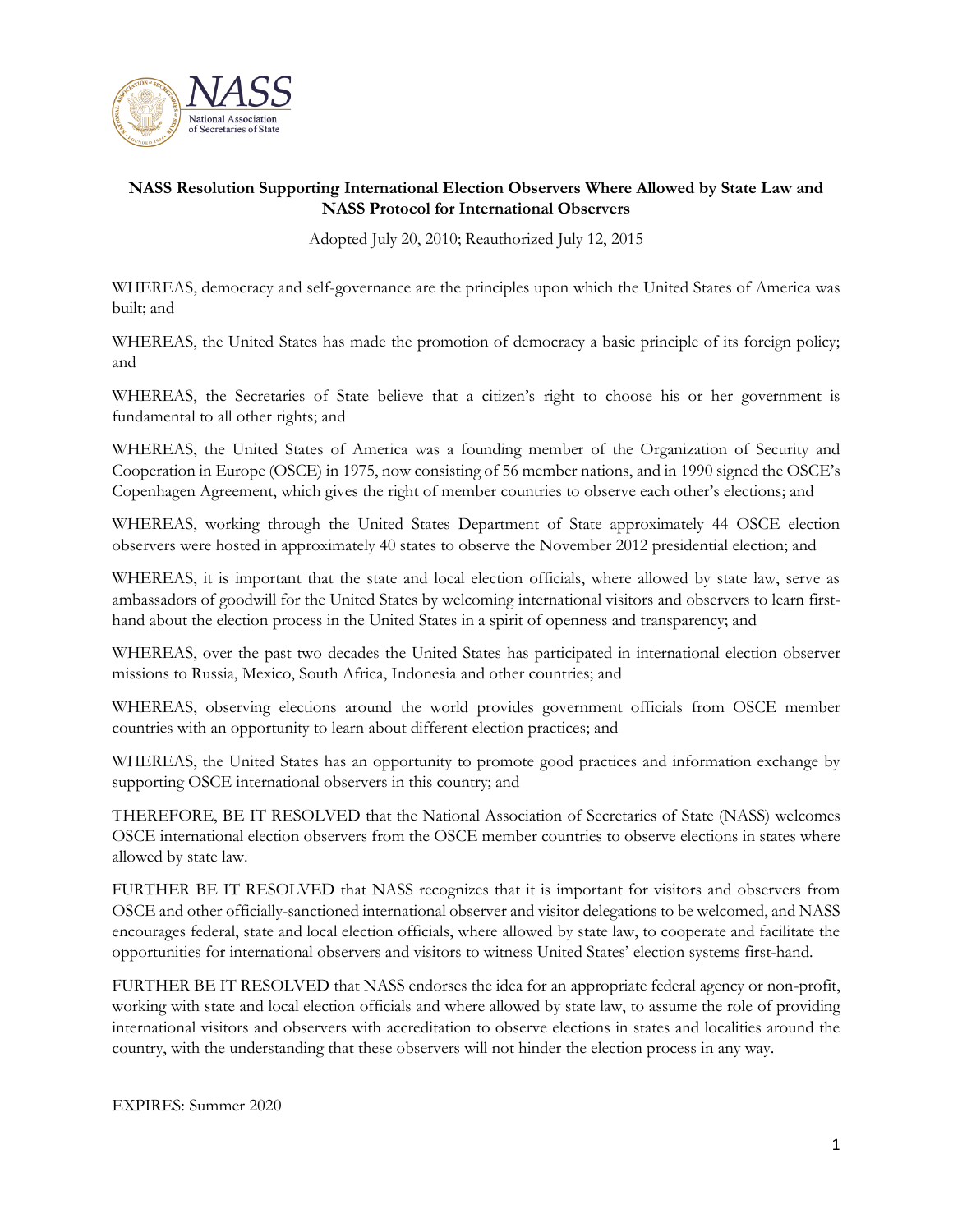**NASS Resolution Supporting International Election Observers Where Allowed by State Law and NASS Protocol for International Observers**

Adopted July 20, 2010; Reauthorized July 12, 2015

WHEREAS, democracy and self-governance are the principles upon which the United States of America was built; and

WHEREAS, the United States has made the promotion of democracy a basic principle of its foreign policy; and

WHEREAS, the Secretaries of State believe that a citizen's right to choose his or her government is fundamental to all other rights; and

WHEREAS, the United States of America was a founding member of the Organization of Security and Cooperation in Europe (OSCE) in 1975, now consisting of 56 member nations, and in 1990 signed the OSCE's Copenhagen Agreement, which gives the right of member countries to observe each other's elections; and

WHEREAS, working through the United States Department of State approximately 44 OSCE election observers were hosted in approximately 40 states to observe the November 2012 presidential election; and

WHEREAS, it is important that the state and local election officials, where allowed by state law, serve as ambassadors of goodwill for the United States by welcoming international visitors and observers to learn first-hand about the election process in the United States in a spirit of openness and transparency; and

WHEREAS, over the past two decades the United States has participated in international election observer missions to Russia, Mexico, South Africa, Indonesia and other countries; and

WHEREAS, observing elections around the world provides government officials from OSCE member countries with an opportunity to learn about different election practices; and

WHEREAS, the United States has an opportunity to promote good practices and information exchange by supporting OSCE international observers in this country; and

THEREFORE, BE IT RESOLVED that the National Association of Secretaries of State (NASS) welcomes OSCE international election observers from the OSCE member countries to observe elections in states where allowed by state law.

FURTHER BE IT RESOLVED that NASS recognizes that it is important for visitors and observers from OSCE and other officially-sanctioned international observer and visitor delegations to be welcomed, and NASS encourages federal, state and local election officials, where allowed by state law, to cooperate and facilitate the opportunities for international observers and visitors to witness United States' election systems first-hand.

FURTHER BE IT RESOLVED that NASS endorses the idea for an appropriate federal agency or non-profit, working with state and local election officials and where allowed by state law, to assume the role of providing international visitors and observers with accreditation to observe elections in states and localities around the country, with the understanding that these observers will not hinder the election process in any way.

EXPIRES: Summer 2020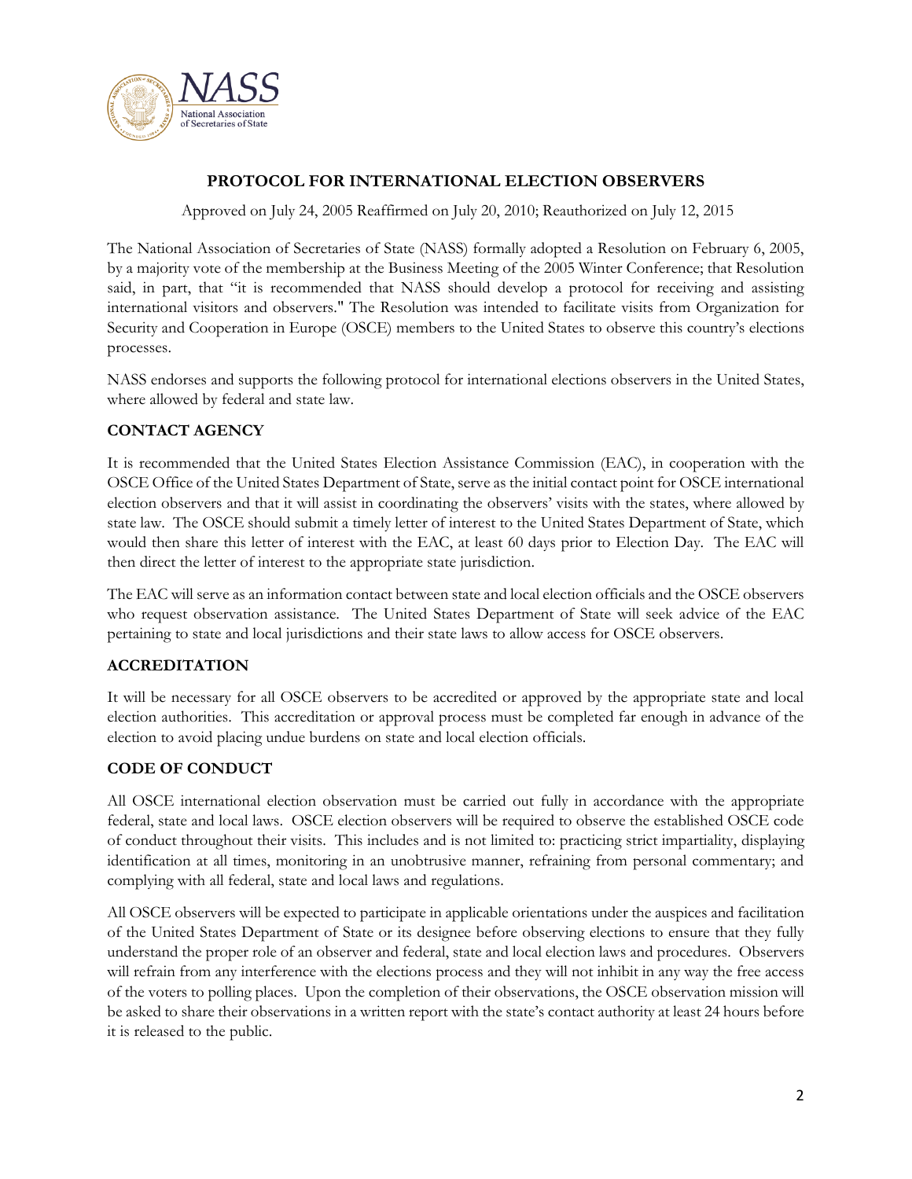## PROTOCOL FOR INTERNATIONAL ELECTION OBSERVERS

Approved on July 24, 2005 Reaffirmed on July 20, 2010; Reauthorized on July 12, 2015

The National Association of Secretaries of State (NASS) formally adopted a Resolution on February 6, 2005, by a majority vote of the membership at the Business Meeting of the 2005 Winter Conference; that Resolution said, in part, that "it is recommended that NASS should develop a protocol for receiving and assisting international visitors and observers." The Resolution was intended to facilitate visits from Organization for Security and Cooperation in Europe (OSCE) members to the United States to observe this country's elections processes.

NASS endorses and supports the following protocol for international elections observers in the United States, where allowed by federal and state law.

### CONTACT AGENCY

It is recommended that the United States Election Assistance Commission (EAC), in cooperation with the OSCE Office of the United States Department of State, serve as the initial contact point for OSCE international election observers and that it will assist in coordinating the observers' visits with the states, where allowed by state law. The OSCE should submit a timely letter of interest to the United States Department of State, which would then share this letter of interest with the EAC, at least 60 days prior to Election Day. The EAC will then direct the letter of interest to the appropriate state jurisdiction.

The EAC will serve as an information contact between state and local election officials and the OSCE observers who request observation assistance. The United States Department of State will seek advice of the EAC pertaining to state and local jurisdictions and their state laws to allow access for OSCE observers.

### ACCREDITATION

It will be necessary for all OSCE observers to be accredited or approved by the appropriate state and local election authorities. This accreditation or approval process must be completed far enough in advance of the election to avoid placing undue burdens on state and local election officials.

### CODE OF CONDUCT

All OSCE international election observation must be carried out fully in accordance with the appropriate federal, state and local laws. OSCE election observers will be required to observe the established OSCE code of conduct throughout their visits. This includes and is not limited to: practicing strict impartiality, displaying identification at all times, monitoring in an unobtrusive manner, refraining from personal commentary; and complying with all federal, state and local laws and regulations.

All OSCE observers will be expected to participate in applicable orientations under the auspices and facilitation of the United States Department of State or its designee before observing elections to ensure that they fully understand the proper role of an observer and federal, state and local election laws and procedures. Observers will refrain from any interference with the elections process and they will not inhibit in any way the free access of the voters to polling places. Upon the completion of their observations, the OSCE observation mission will be asked to share their observations in a written report with the state's contact authority at least 24 hours before it is released to the public.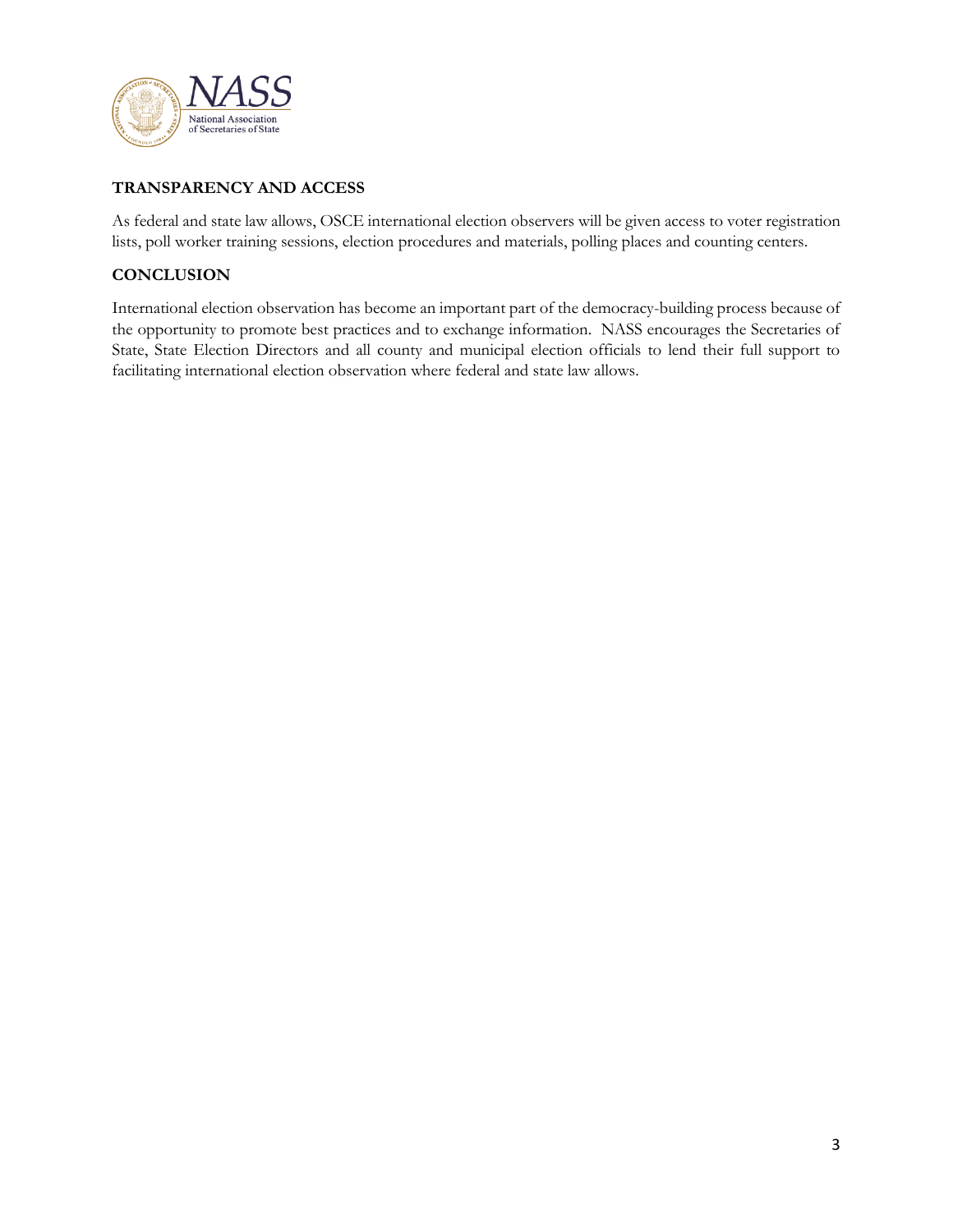## TRANSPARENCY AND ACCESS

As federal and state law allows, OSCE international election observers will be given access to voter registration lists, poll worker training sessions, election procedures and materials, polling places and counting centers.

## CONCLUSION

International election observation has become an important part of the democracy-building process because of the opportunity to promote best practices and to exchange information. NASS encourages the Secretaries of State, State Election Directors and all county and municipal election officials to lend their full support to facilitating international election observation where federal and state law allows.